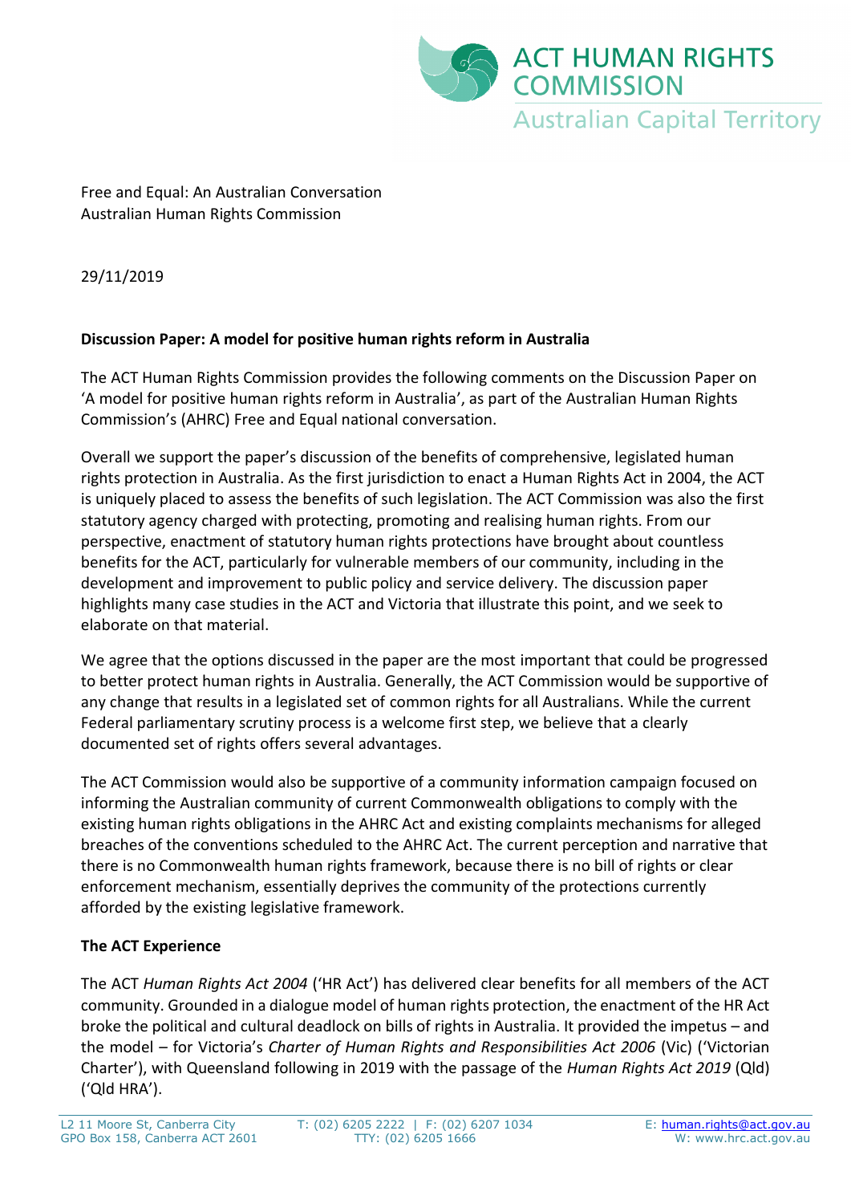ACT HUMAN RIGHTS COMMISSION
Australian Capital Territory

Free and Equal: An Australian Conversation
Australian Human Rights Commission

29/11/2019

**Discussion Paper: A model for positive human rights reform in Australia**

The ACT Human Rights Commission provides the following comments on the Discussion Paper on 'A model for positive human rights reform in Australia', as part of the Australian Human Rights Commission's (AHRC) Free and Equal national conversation.

Overall we support the paper's discussion of the benefits of comprehensive, legislated human rights protection in Australia. As the first jurisdiction to enact a Human Rights Act in 2004, the ACT is uniquely placed to assess the benefits of such legislation. The ACT Commission was also the first statutory agency charged with protecting, promoting and realising human rights. From our perspective, enactment of statutory human rights protections have brought about countless benefits for the ACT, particularly for vulnerable members of our community, including in the development and improvement to public policy and service delivery. The discussion paper highlights many case studies in the ACT and Victoria that illustrate this point, and we seek to elaborate on that material.

We agree that the options discussed in the paper are the most important that could be progressed to better protect human rights in Australia. Generally, the ACT Commission would be supportive of any change that results in a legislated set of common rights for all Australians. While the current Federal parliamentary scrutiny process is a welcome first step, we believe that a clearly documented set of rights offers several advantages.

The ACT Commission would also be supportive of a community information campaign focused on informing the Australian community of current Commonwealth obligations to comply with the existing human rights obligations in the AHRC Act and existing complaints mechanisms for alleged breaches of the conventions scheduled to the AHRC Act. The current perception and narrative that there is no Commonwealth human rights framework, because there is no bill of rights or clear enforcement mechanism, essentially deprives the community of the protections currently afforded by the existing legislative framework.

**The ACT Experience**

The ACT *Human Rights Act 2004* ('HR Act') has delivered clear benefits for all members of the ACT community. Grounded in a dialogue model of human rights protection, the enactment of the HR Act broke the political and cultural deadlock on bills of rights in Australia. It provided the impetus – and the model – for Victoria's *Charter of Human Rights and Responsibilities Act 2006* (Vic) ('Victorian Charter'), with Queensland following in 2019 with the passage of the *Human Rights Act 2019* (Qld) ('Qld HRA').

L2 11 Moore St, Canberra City
GPO Box 158, Canberra ACT 2601
T: (02) 6205 2222 | F: (02) 6207 1034
TTY: (02) 6205 1666
E: human.rights@act.gov.au
W: www.hrc.act.gov.au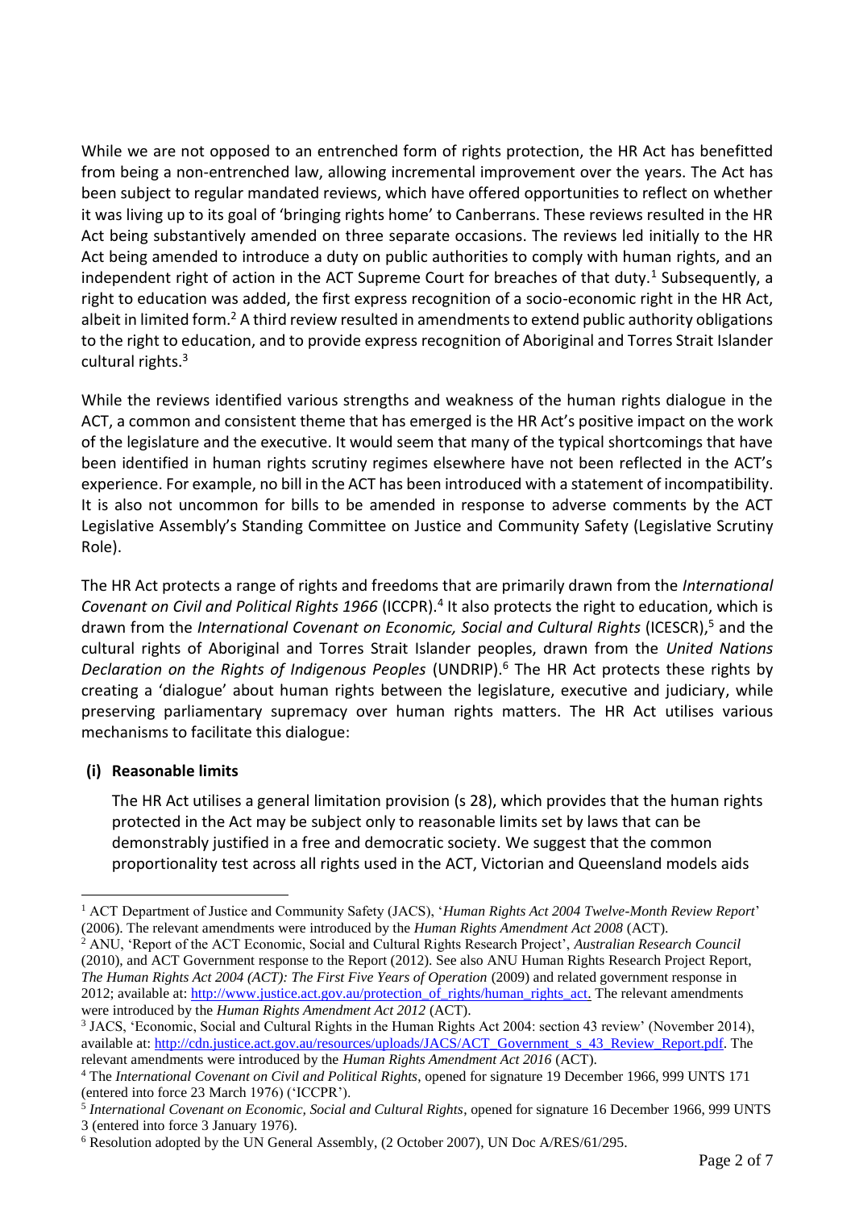While we are not opposed to an entrenched form of rights protection, the HR Act has benefitted from being a non-entrenched law, allowing incremental improvement over the years. The Act has been subject to regular mandated reviews, which have offered opportunities to reflect on whether it was living up to its goal of 'bringing rights home' to Canberrans. These reviews resulted in the HR Act being substantively amended on three separate occasions. The reviews led initially to the HR Act being amended to introduce a duty on public authorities to comply with human rights, and an independent right of action in the ACT Supreme Court for breaches of that duty.[1] Subsequently, a right to education was added, the first express recognition of a socio-economic right in the HR Act, albeit in limited form.[2] A third review resulted in amendments to extend public authority obligations to the right to education, and to provide express recognition of Aboriginal and Torres Strait Islander cultural rights.[3]

While the reviews identified various strengths and weakness of the human rights dialogue in the ACT, a common and consistent theme that has emerged is the HR Act's positive impact on the work of the legislature and the executive. It would seem that many of the typical shortcomings that have been identified in human rights scrutiny regimes elsewhere have not been reflected in the ACT's experience. For example, no bill in the ACT has been introduced with a statement of incompatibility. It is also not uncommon for bills to be amended in response to adverse comments by the ACT Legislative Assembly's Standing Committee on Justice and Community Safety (Legislative Scrutiny Role).

The HR Act protects a range of rights and freedoms that are primarily drawn from the *International Covenant on Civil and Political Rights 1966* (ICCPR).[4] It also protects the right to education, which is drawn from the *International Covenant on Economic, Social and Cultural Rights* (ICESCR),[5] and the cultural rights of Aboriginal and Torres Strait Islander peoples, drawn from the *United Nations Declaration on the Rights of Indigenous Peoples* (UNDRIP).[6] The HR Act protects these rights by creating a 'dialogue' about human rights between the legislature, executive and judiciary, while preserving parliamentary supremacy over human rights matters. The HR Act utilises various mechanisms to facilitate this dialogue:

**(i) Reasonable limits**

The HR Act utilises a general limitation provision (s 28), which provides that the human rights protected in the Act may be subject only to reasonable limits set by laws that can be demonstrably justified in a free and democratic society. We suggest that the common proportionality test across all rights used in the ACT, Victorian and Queensland models aids

---

[1] ACT Department of Justice and Community Safety (JACS), '*Human Rights Act 2004 Twelve-Month Review Report*' (2006). The relevant amendments were introduced by the *Human Rights Amendment Act 2008* (ACT).

[2] ANU, 'Report of the ACT Economic, Social and Cultural Rights Research Project', *Australian Research Council* (2010), and ACT Government response to the Report (2012). See also ANU Human Rights Research Project Report, *The Human Rights Act 2004 (ACT): The First Five Years of Operation* (2009) and related government response in 2012; available at: http://www.justice.act.gov.au/protection_of_rights/human_rights_act. The relevant amendments were introduced by the *Human Rights Amendment Act 2012* (ACT).

[3] JACS, 'Economic, Social and Cultural Rights in the Human Rights Act 2004: section 43 review' (November 2014), available at: http://cdn.justice.act.gov.au/resources/uploads/JACS/ACT_Government_s_43_Review_Report.pdf. The relevant amendments were introduced by the *Human Rights Amendment Act 2016* (ACT).

[4] The *International Covenant on Civil and Political Rights*, opened for signature 19 December 1966, 999 UNTS 171 (entered into force 23 March 1976) ('ICCPR').

[5] *International Covenant on Economic, Social and Cultural Rights*, opened for signature 16 December 1966, 999 UNTS 3 (entered into force 3 January 1976).

[6] Resolution adopted by the UN General Assembly, (2 October 2007), UN Doc A/RES/61/295.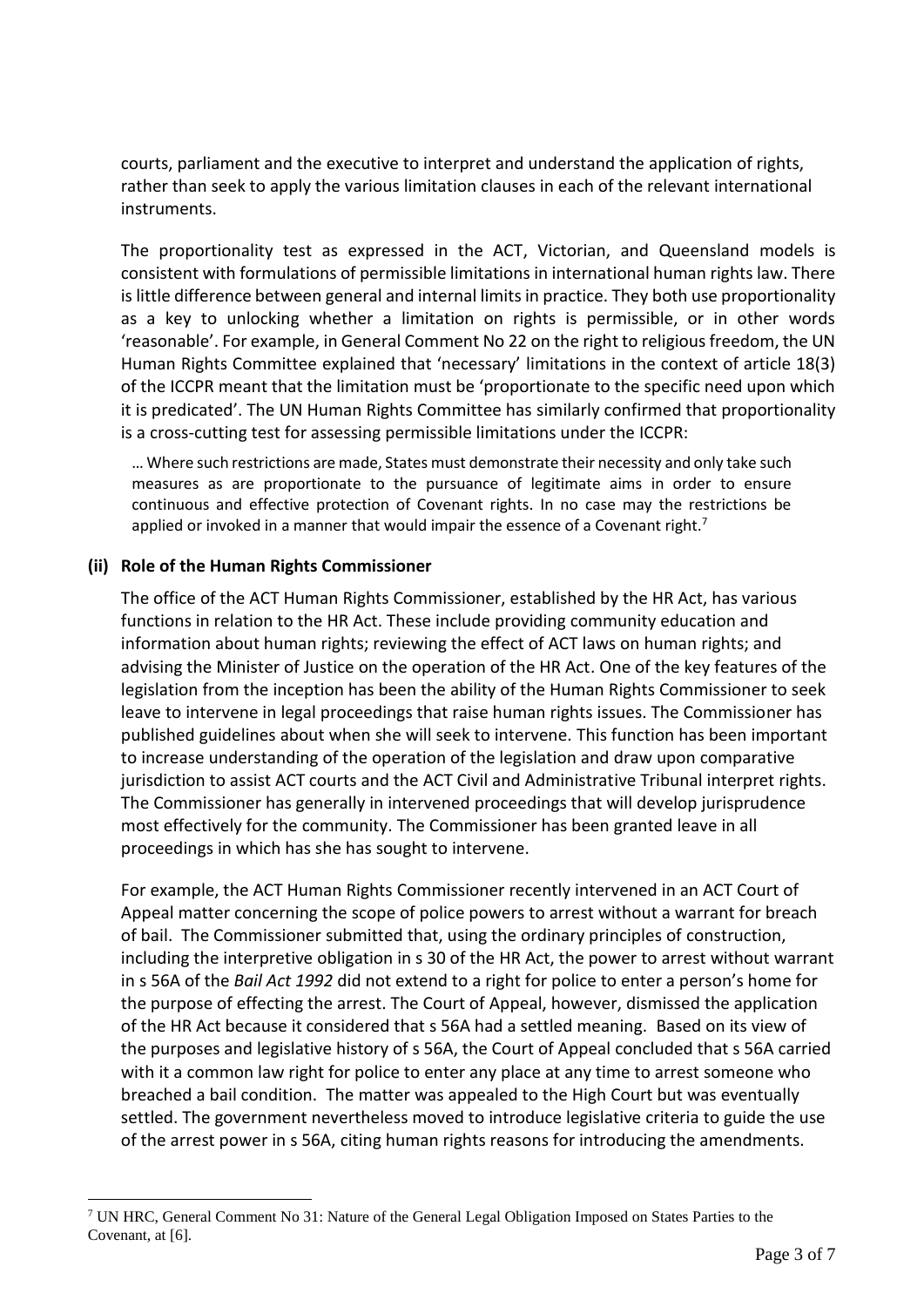courts, parliament and the executive to interpret and understand the application of rights, rather than seek to apply the various limitation clauses in each of the relevant international instruments.

The proportionality test as expressed in the ACT, Victorian, and Queensland models is consistent with formulations of permissible limitations in international human rights law. There is little difference between general and internal limits in practice. They both use proportionality as a key to unlocking whether a limitation on rights is permissible, or in other words 'reasonable'. For example, in General Comment No 22 on the right to religious freedom, the UN Human Rights Committee explained that 'necessary' limitations in the context of article 18(3) of the ICCPR meant that the limitation must be 'proportionate to the specific need upon which it is predicated'. The UN Human Rights Committee has similarly confirmed that proportionality is a cross-cutting test for assessing permissible limitations under the ICCPR:

> … Where such restrictions are made, States must demonstrate their necessity and only take such measures as are proportionate to the pursuance of legitimate aims in order to ensure continuous and effective protection of Covenant rights. In no case may the restrictions be applied or invoked in a manner that would impair the essence of a Covenant right.[7]

### (ii) Role of the Human Rights Commissioner

The office of the ACT Human Rights Commissioner, established by the HR Act, has various functions in relation to the HR Act. These include providing community education and information about human rights; reviewing the effect of ACT laws on human rights; and advising the Minister of Justice on the operation of the HR Act. One of the key features of the legislation from the inception has been the ability of the Human Rights Commissioner to seek leave to intervene in legal proceedings that raise human rights issues. The Commissioner has published guidelines about when she will seek to intervene. This function has been important to increase understanding of the operation of the legislation and draw upon comparative jurisdiction to assist ACT courts and the ACT Civil and Administrative Tribunal interpret rights. The Commissioner has generally in intervened proceedings that will develop jurisprudence most effectively for the community. The Commissioner has been granted leave in all proceedings in which has she has sought to intervene.

For example, the ACT Human Rights Commissioner recently intervened in an ACT Court of Appeal matter concerning the scope of police powers to arrest without a warrant for breach of bail. The Commissioner submitted that, using the ordinary principles of construction, including the interpretive obligation in s 30 of the HR Act, the power to arrest without warrant in s 56A of the *Bail Act 1992* did not extend to a right for police to enter a person's home for the purpose of effecting the arrest. The Court of Appeal, however, dismissed the application of the HR Act because it considered that s 56A had a settled meaning. Based on its view of the purposes and legislative history of s 56A, the Court of Appeal concluded that s 56A carried with it a common law right for police to enter any place at any time to arrest someone who breached a bail condition. The matter was appealed to the High Court but was eventually settled. The government nevertheless moved to introduce legislative criteria to guide the use of the arrest power in s 56A, citing human rights reasons for introducing the amendments.

---

[7] UN HRC, General Comment No 31: Nature of the General Legal Obligation Imposed on States Parties to the Covenant, at [6].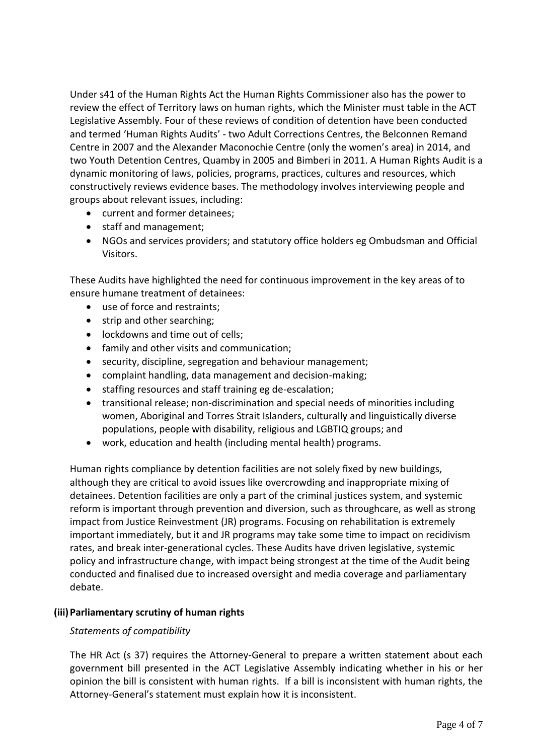Under s41 of the Human Rights Act the Human Rights Commissioner also has the power to review the effect of Territory laws on human rights, which the Minister must table in the ACT Legislative Assembly. Four of these reviews of condition of detention have been conducted and termed 'Human Rights Audits' - two Adult Corrections Centres, the Belconnen Remand Centre in 2007 and the Alexander Maconochie Centre (only the women's area) in 2014, and two Youth Detention Centres, Quamby in 2005 and Bimberi in 2011. A Human Rights Audit is a dynamic monitoring of laws, policies, programs, practices, cultures and resources, which constructively reviews evidence bases. The methodology involves interviewing people and groups about relevant issues, including:

- current and former detainees;
- staff and management;
- NGOs and services providers; and statutory office holders eg Ombudsman and Official Visitors.

These Audits have highlighted the need for continuous improvement in the key areas of to ensure humane treatment of detainees:

- use of force and restraints;
- strip and other searching;
- lockdowns and time out of cells;
- family and other visits and communication;
- security, discipline, segregation and behaviour management;
- complaint handling, data management and decision-making;
- staffing resources and staff training eg de-escalation;
- transitional release; non-discrimination and special needs of minorities including women, Aboriginal and Torres Strait Islanders, culturally and linguistically diverse populations, people with disability, religious and LGBTIQ groups; and
- work, education and health (including mental health) programs.

Human rights compliance by detention facilities are not solely fixed by new buildings, although they are critical to avoid issues like overcrowding and inappropriate mixing of detainees. Detention facilities are only a part of the criminal justices system, and systemic reform is important through prevention and diversion, such as throughcare, as well as strong impact from Justice Reinvestment (JR) programs. Focusing on rehabilitation is extremely important immediately, but it and JR programs may take some time to impact on recidivism rates, and break inter-generational cycles. These Audits have driven legislative, systemic policy and infrastructure change, with impact being strongest at the time of the Audit being conducted and finalised due to increased oversight and media coverage and parliamentary debate.

### (iii) Parliamentary scrutiny of human rights

*Statements of compatibility*

The HR Act (s 37) requires the Attorney-General to prepare a written statement about each government bill presented in the ACT Legislative Assembly indicating whether in his or her opinion the bill is consistent with human rights. If a bill is inconsistent with human rights, the Attorney-General's statement must explain how it is inconsistent.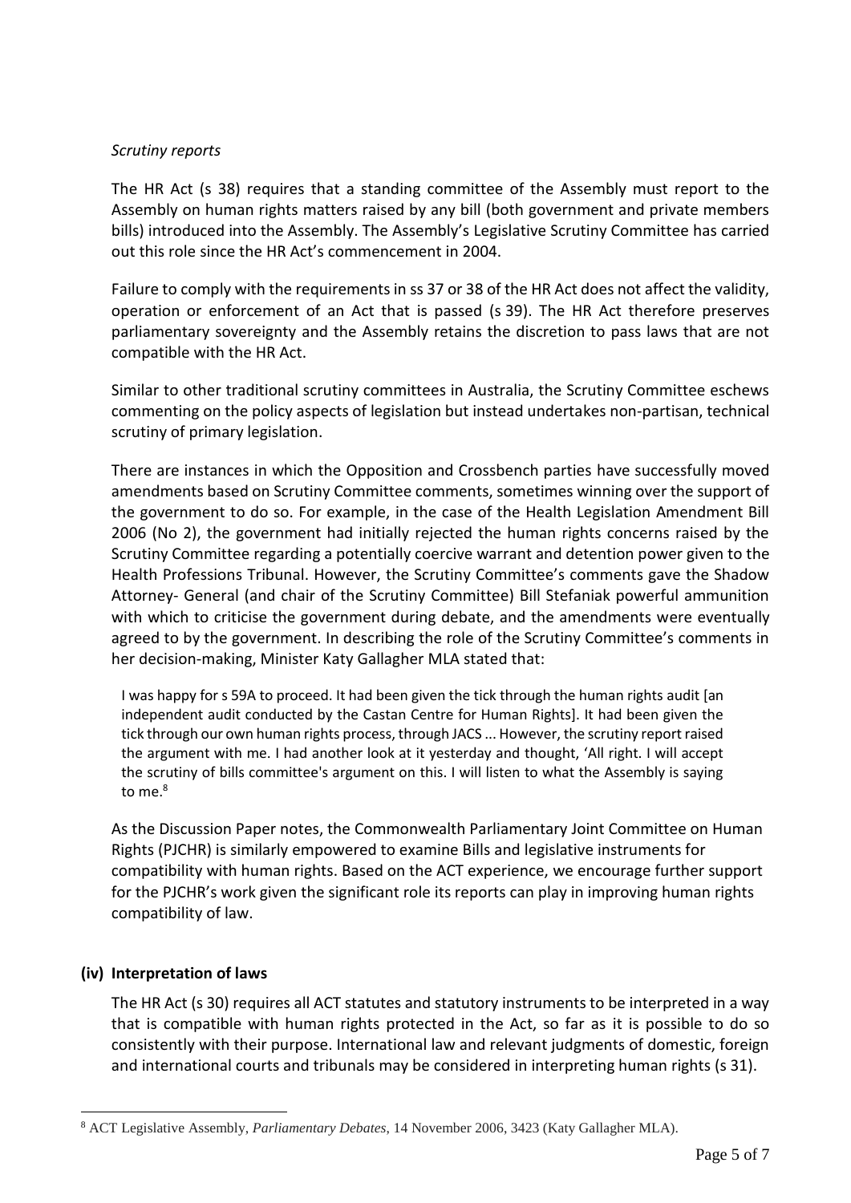*Scrutiny reports*

The HR Act (s 38) requires that a standing committee of the Assembly must report to the Assembly on human rights matters raised by any bill (both government and private members bills) introduced into the Assembly. The Assembly's Legislative Scrutiny Committee has carried out this role since the HR Act's commencement in 2004.

Failure to comply with the requirements in ss 37 or 38 of the HR Act does not affect the validity, operation or enforcement of an Act that is passed (s 39). The HR Act therefore preserves parliamentary sovereignty and the Assembly retains the discretion to pass laws that are not compatible with the HR Act.

Similar to other traditional scrutiny committees in Australia, the Scrutiny Committee eschews commenting on the policy aspects of legislation but instead undertakes non-partisan, technical scrutiny of primary legislation.

There are instances in which the Opposition and Crossbench parties have successfully moved amendments based on Scrutiny Committee comments, sometimes winning over the support of the government to do so. For example, in the case of the Health Legislation Amendment Bill 2006 (No 2), the government had initially rejected the human rights concerns raised by the Scrutiny Committee regarding a potentially coercive warrant and detention power given to the Health Professions Tribunal. However, the Scrutiny Committee's comments gave the Shadow Attorney- General (and chair of the Scrutiny Committee) Bill Stefaniak powerful ammunition with which to criticise the government during debate, and the amendments were eventually agreed to by the government. In describing the role of the Scrutiny Committee's comments in her decision-making, Minister Katy Gallagher MLA stated that:

> I was happy for s 59A to proceed. It had been given the tick through the human rights audit [an independent audit conducted by the Castan Centre for Human Rights]. It had been given the tick through our own human rights process, through JACS ... However, the scrutiny report raised the argument with me. I had another look at it yesterday and thought, 'All right. I will accept the scrutiny of bills committee's argument on this. I will listen to what the Assembly is saying to me.[8]

As the Discussion Paper notes, the Commonwealth Parliamentary Joint Committee on Human Rights (PJCHR) is similarly empowered to examine Bills and legislative instruments for compatibility with human rights. Based on the ACT experience, we encourage further support for the PJCHR's work given the significant role its reports can play in improving human rights compatibility of law.

### (iv) Interpretation of laws

The HR Act (s 30) requires all ACT statutes and statutory instruments to be interpreted in a way that is compatible with human rights protected in the Act, so far as it is possible to do so consistently with their purpose. International law and relevant judgments of domestic, foreign and international courts and tribunals may be considered in interpreting human rights (s 31).

---

[8] ACT Legislative Assembly, *Parliamentary Debates*, 14 November 2006, 3423 (Katy Gallagher MLA).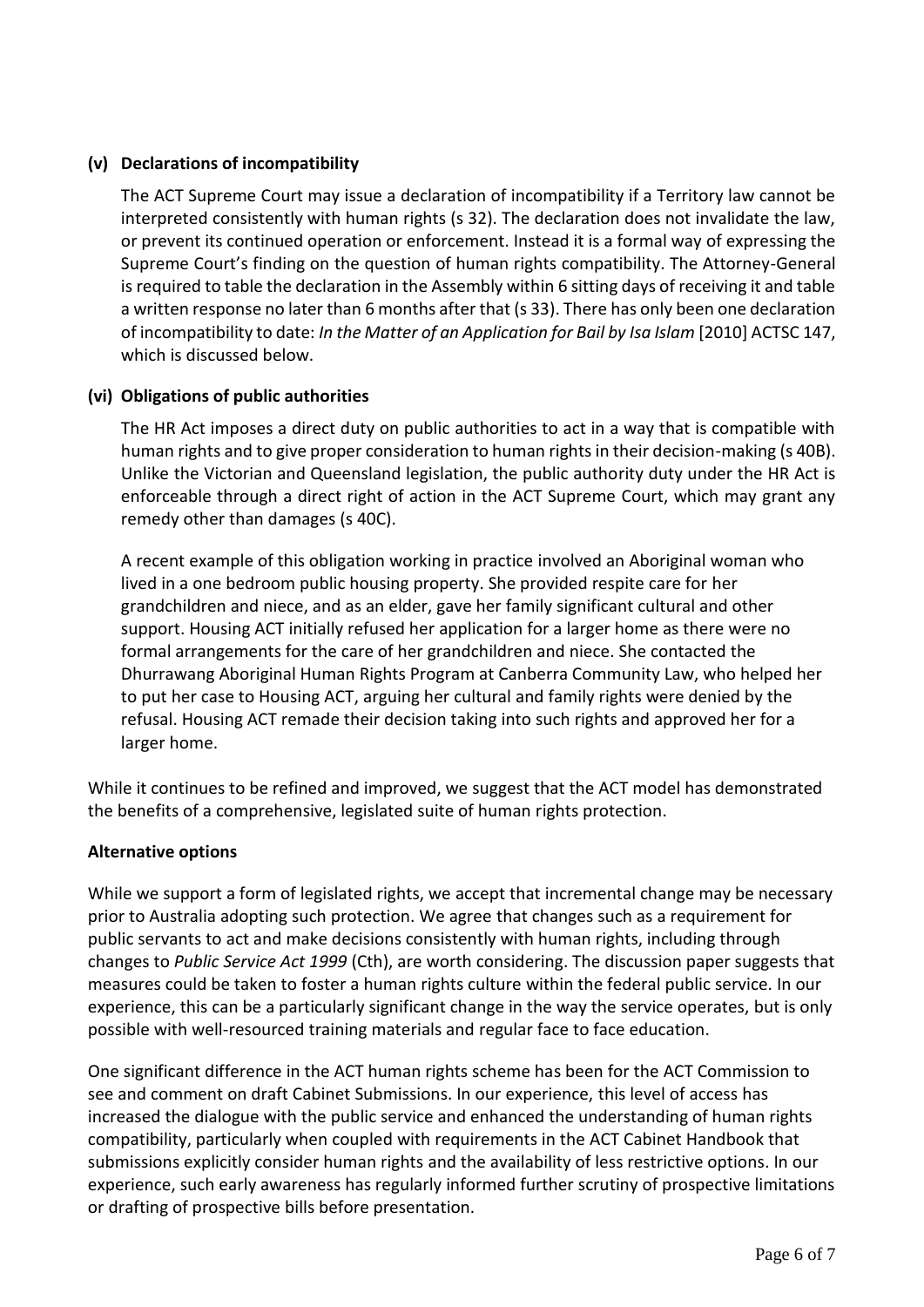### (v) Declarations of incompatibility

The ACT Supreme Court may issue a declaration of incompatibility if a Territory law cannot be interpreted consistently with human rights (s 32). The declaration does not invalidate the law, or prevent its continued operation or enforcement. Instead it is a formal way of expressing the Supreme Court's finding on the question of human rights compatibility. The Attorney-General is required to table the declaration in the Assembly within 6 sitting days of receiving it and table a written response no later than 6 months after that (s 33). There has only been one declaration of incompatibility to date: *In the Matter of an Application for Bail by Isa Islam* [2010] ACTSC 147, which is discussed below.

### (vi) Obligations of public authorities

The HR Act imposes a direct duty on public authorities to act in a way that is compatible with human rights and to give proper consideration to human rights in their decision-making (s 40B). Unlike the Victorian and Queensland legislation, the public authority duty under the HR Act is enforceable through a direct right of action in the ACT Supreme Court, which may grant any remedy other than damages (s 40C).

A recent example of this obligation working in practice involved an Aboriginal woman who lived in a one bedroom public housing property. She provided respite care for her grandchildren and niece, and as an elder, gave her family significant cultural and other support. Housing ACT initially refused her application for a larger home as there were no formal arrangements for the care of her grandchildren and niece. She contacted the Dhurrawang Aboriginal Human Rights Program at Canberra Community Law, who helped her to put her case to Housing ACT, arguing her cultural and family rights were denied by the refusal. Housing ACT remade their decision taking into such rights and approved her for a larger home.

While it continues to be refined and improved, we suggest that the ACT model has demonstrated the benefits of a comprehensive, legislated suite of human rights protection.

**Alternative options**

While we support a form of legislated rights, we accept that incremental change may be necessary prior to Australia adopting such protection. We agree that changes such as a requirement for public servants to act and make decisions consistently with human rights, including through changes to *Public Service Act 1999* (Cth), are worth considering. The discussion paper suggests that measures could be taken to foster a human rights culture within the federal public service. In our experience, this can be a particularly significant change in the way the service operates, but is only possible with well-resourced training materials and regular face to face education.

One significant difference in the ACT human rights scheme has been for the ACT Commission to see and comment on draft Cabinet Submissions. In our experience, this level of access has increased the dialogue with the public service and enhanced the understanding of human rights compatibility, particularly when coupled with requirements in the ACT Cabinet Handbook that submissions explicitly consider human rights and the availability of less restrictive options. In our experience, such early awareness has regularly informed further scrutiny of prospective limitations or drafting of prospective bills before presentation.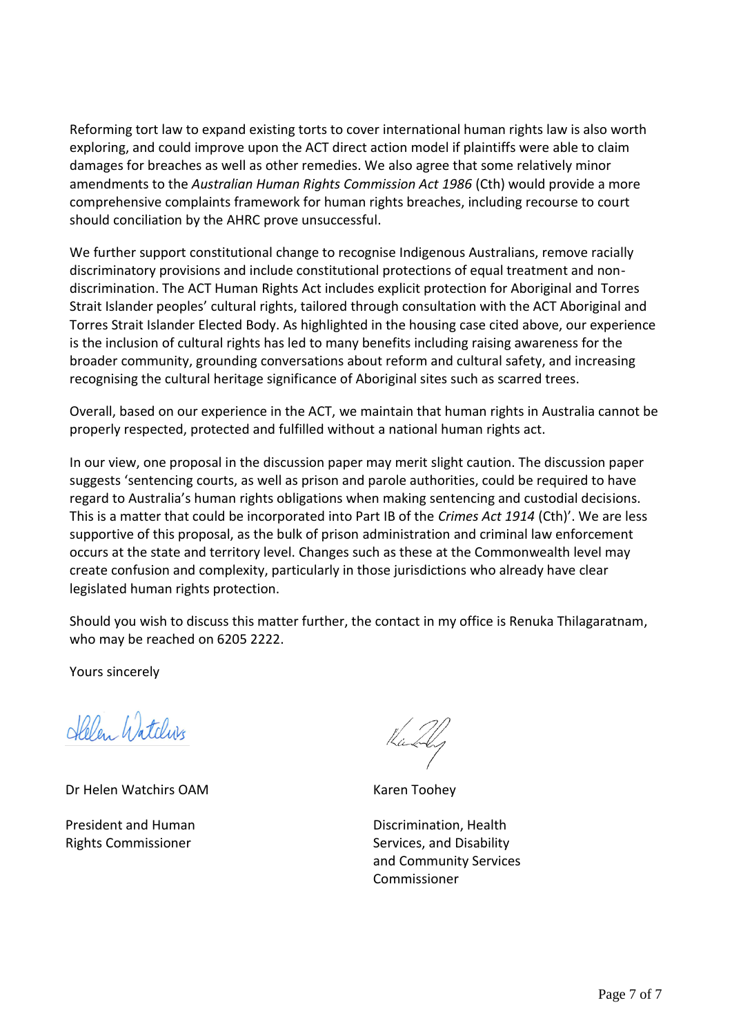Reforming tort law to expand existing torts to cover international human rights law is also worth exploring, and could improve upon the ACT direct action model if plaintiffs were able to claim damages for breaches as well as other remedies. We also agree that some relatively minor amendments to the *Australian Human Rights Commission Act 1986* (Cth) would provide a more comprehensive complaints framework for human rights breaches, including recourse to court should conciliation by the AHRC prove unsuccessful.

We further support constitutional change to recognise Indigenous Australians, remove racially discriminatory provisions and include constitutional protections of equal treatment and non-discrimination. The ACT Human Rights Act includes explicit protection for Aboriginal and Torres Strait Islander peoples' cultural rights, tailored through consultation with the ACT Aboriginal and Torres Strait Islander Elected Body. As highlighted in the housing case cited above, our experience is the inclusion of cultural rights has led to many benefits including raising awareness for the broader community, grounding conversations about reform and cultural safety, and increasing recognising the cultural heritage significance of Aboriginal sites such as scarred trees.

Overall, based on our experience in the ACT, we maintain that human rights in Australia cannot be properly respected, protected and fulfilled without a national human rights act.

In our view, one proposal in the discussion paper may merit slight caution. The discussion paper suggests 'sentencing courts, as well as prison and parole authorities, could be required to have regard to Australia's human rights obligations when making sentencing and custodial decisions. This is a matter that could be incorporated into Part IB of the *Crimes Act 1914* (Cth)'. We are less supportive of this proposal, as the bulk of prison administration and criminal law enforcement occurs at the state and territory level. Changes such as these at the Commonwealth level may create confusion and complexity, particularly in those jurisdictions who already have clear legislated human rights protection.

Should you wish to discuss this matter further, the contact in my office is Renuka Thilagaratnam, who may be reached on 6205 2222.

Yours sincerely

Dr Helen Watchirs OAM

President and Human Rights Commissioner

Karen Toohey

Discrimination, Health Services, and Disability and Community Services Commissioner